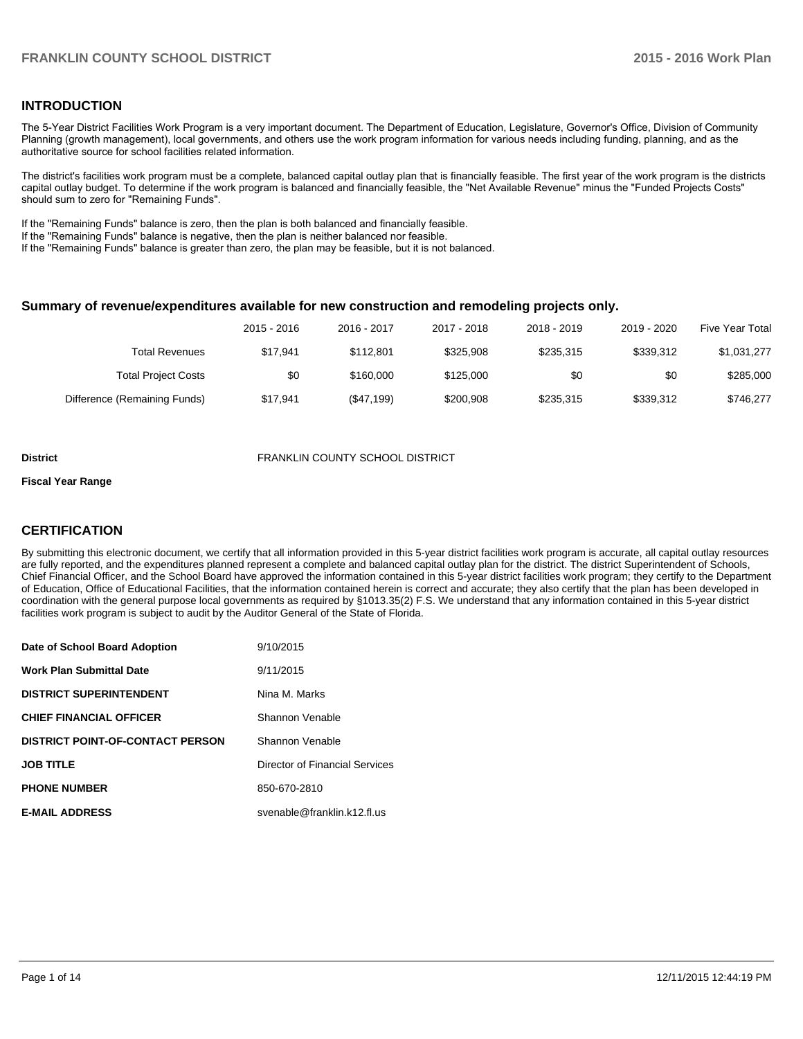## INTRODUCTION

The 5-Year District Facilities Work Program is a very important document. The Department of Education, Legislature, Governor's Office, Division of Community Planning (growth management), local governments, and others use the work program information for various needs including funding, planning, and as the authoritative source for school facilities related information.

The district's facilities work program must be a complete, balanced capital outlay plan that is financially feasible. The first year of the work program is the districts capital outlay budget. To determine if the work program is balanced and financially feasible, the "Net Available Revenue" minus the "Funded Projects Costs" should sum to zero for "Remaining Funds".

If the "Remaining Funds" balance is zero, then the plan is both balanced and financially feasible.
If the "Remaining Funds" balance is negative, then the plan is neither balanced nor feasible.
If the "Remaining Funds" balance is greater than zero, the plan may be feasible, but it is not balanced.

### Summary of revenue/expenditures available for new construction and remodeling projects only.

| | 2015 - 2016 | 2016 - 2017 | 2017 - 2018 | 2018 - 2019 | 2019 - 2020 | Five Year Total |
|---|---|---|---|---|---|---|
| Total Revenues | $17,941 | $112,801 | $325,908 | $235,315 | $339,312 | $1,031,277 |
| Total Project Costs | $0 | $160,000 | $125,000 | $0 | $0 | $285,000 |
| Difference (Remaining Funds) | $17,941 | ($47,199) | $200,908 | $235,315 | $339,312 | $746,277 |

**District** FRANKLIN COUNTY SCHOOL DISTRICT

**Fiscal Year Range**

## CERTIFICATION

By submitting this electronic document, we certify that all information provided in this 5-year district facilities work program is accurate, all capital outlay resources are fully reported, and the expenditures planned represent a complete and balanced capital outlay plan for the district. The district Superintendent of Schools, Chief Financial Officer, and the School Board have approved the information contained in this 5-year district facilities work program; they certify to the Department of Education, Office of Educational Facilities, that the information contained herein is correct and accurate; they also certify that the plan has been developed in coordination with the general purpose local governments as required by §1013.35(2) F.S. We understand that any information contained in this 5-year district facilities work program is subject to audit by the Auditor General of the State of Florida.

| | |
|---|---|
| **Date of School Board Adoption** | 9/10/2015 |
| **Work Plan Submittal Date** | 9/11/2015 |
| **DISTRICT SUPERINTENDENT** | Nina M. Marks |
| **CHIEF FINANCIAL OFFICER** | Shannon Venable |
| **DISTRICT POINT-OF-CONTACT PERSON** | Shannon Venable |
| **JOB TITLE** | Director of Financial Services |
| **PHONE NUMBER** | 850-670-2810 |
| **E-MAIL ADDRESS** | svenable@franklin.k12.fl.us |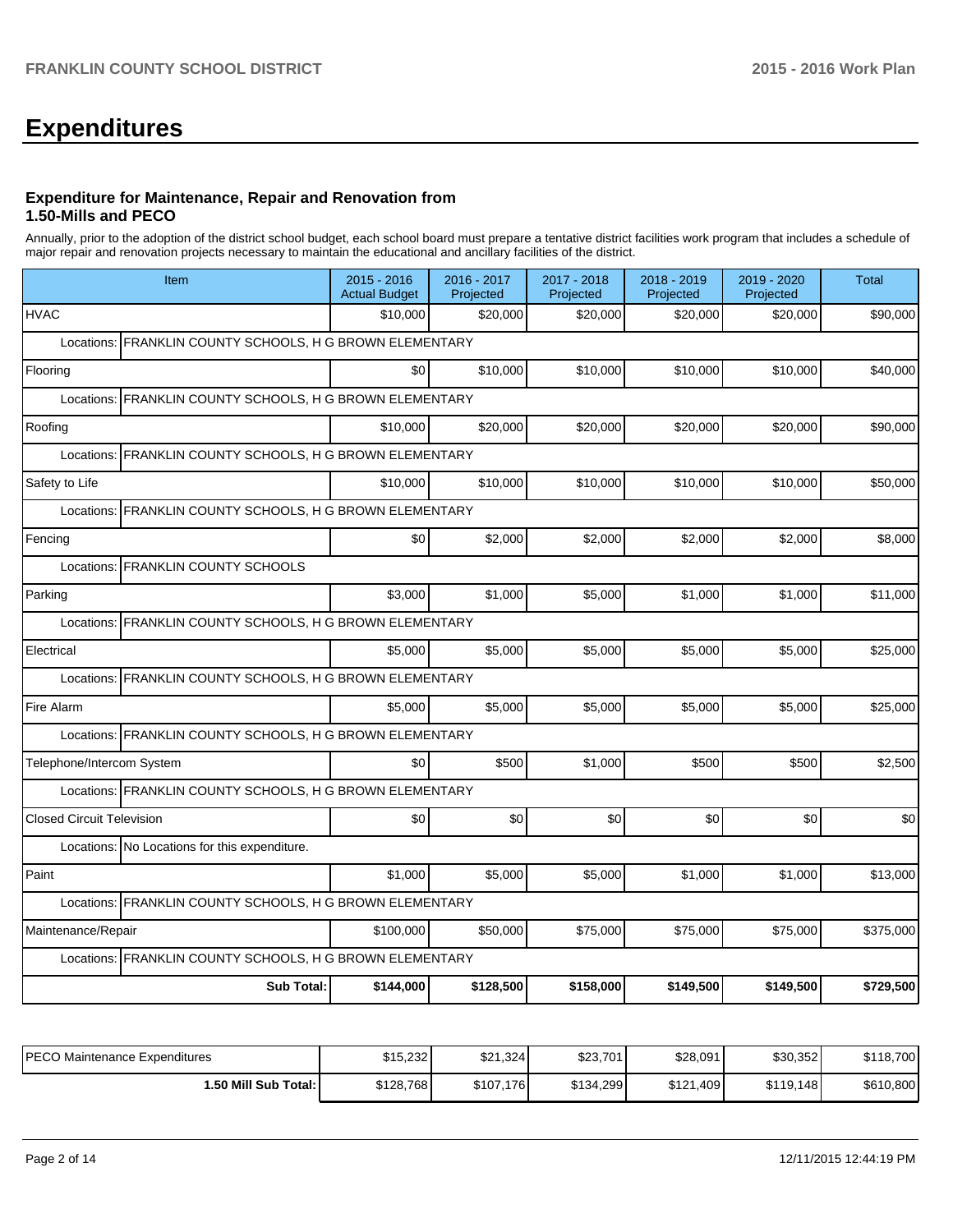# Expenditures

### Expenditure for Maintenance, Repair and Renovation from 1.50-Mills and PECO

Annually, prior to the adoption of the district school budget, each school board must prepare a tentative district facilities work program that includes a schedule of major repair and renovation projects necessary to maintain the educational and ancillary facilities of the district.

| Item | 2015 - 2016 Actual Budget | 2016 - 2017 Projected | 2017 - 2018 Projected | 2018 - 2019 Projected | 2019 - 2020 Projected | Total |
|---|---|---|---|---|---|---|
| HVAC | $10,000 | $20,000 | $20,000 | $20,000 | $20,000 | $90,000 |
| Locations: FRANKLIN COUNTY SCHOOLS, H G BROWN ELEMENTARY | | | | | | |
| Flooring | $0 | $10,000 | $10,000 | $10,000 | $10,000 | $40,000 |
| Locations: FRANKLIN COUNTY SCHOOLS, H G BROWN ELEMENTARY | | | | | | |
| Roofing | $10,000 | $20,000 | $20,000 | $20,000 | $20,000 | $90,000 |
| Locations: FRANKLIN COUNTY SCHOOLS, H G BROWN ELEMENTARY | | | | | | |
| Safety to Life | $10,000 | $10,000 | $10,000 | $10,000 | $10,000 | $50,000 |
| Locations: FRANKLIN COUNTY SCHOOLS, H G BROWN ELEMENTARY | | | | | | |
| Fencing | $0 | $2,000 | $2,000 | $2,000 | $2,000 | $8,000 |
| Locations: FRANKLIN COUNTY SCHOOLS | | | | | | |
| Parking | $3,000 | $1,000 | $5,000 | $1,000 | $1,000 | $11,000 |
| Locations: FRANKLIN COUNTY SCHOOLS, H G BROWN ELEMENTARY | | | | | | |
| Electrical | $5,000 | $5,000 | $5,000 | $5,000 | $5,000 | $25,000 |
| Locations: FRANKLIN COUNTY SCHOOLS, H G BROWN ELEMENTARY | | | | | | |
| Fire Alarm | $5,000 | $5,000 | $5,000 | $5,000 | $5,000 | $25,000 |
| Locations: FRANKLIN COUNTY SCHOOLS, H G BROWN ELEMENTARY | | | | | | |
| Telephone/Intercom System | $0 | $500 | $1,000 | $500 | $500 | $2,500 |
| Locations: FRANKLIN COUNTY SCHOOLS, H G BROWN ELEMENTARY | | | | | | |
| Closed Circuit Television | $0 | $0 | $0 | $0 | $0 | $0 |
| Locations: No Locations for this expenditure. | | | | | | |
| Paint | $1,000 | $5,000 | $5,000 | $1,000 | $1,000 | $13,000 |
| Locations: FRANKLIN COUNTY SCHOOLS, H G BROWN ELEMENTARY | | | | | | |
| Maintenance/Repair | $100,000 | $50,000 | $75,000 | $75,000 | $75,000 | $375,000 |
| Locations: FRANKLIN COUNTY SCHOOLS, H G BROWN ELEMENTARY | | | | | | |
| **Sub Total:** | **$144,000** | **$128,500** | **$158,000** | **$149,500** | **$149,500** | **$729,500** |

| | | | | | | |
|---|---|---|---|---|---|---|
| PECO Maintenance Expenditures | $15,232 | $21,324 | $23,701 | $28,091 | $30,352 | $118,700 |
| **1.50 Mill Sub Total:** | $128,768 | $107,176 | $134,299 | $121,409 | $119,148 | $610,800 |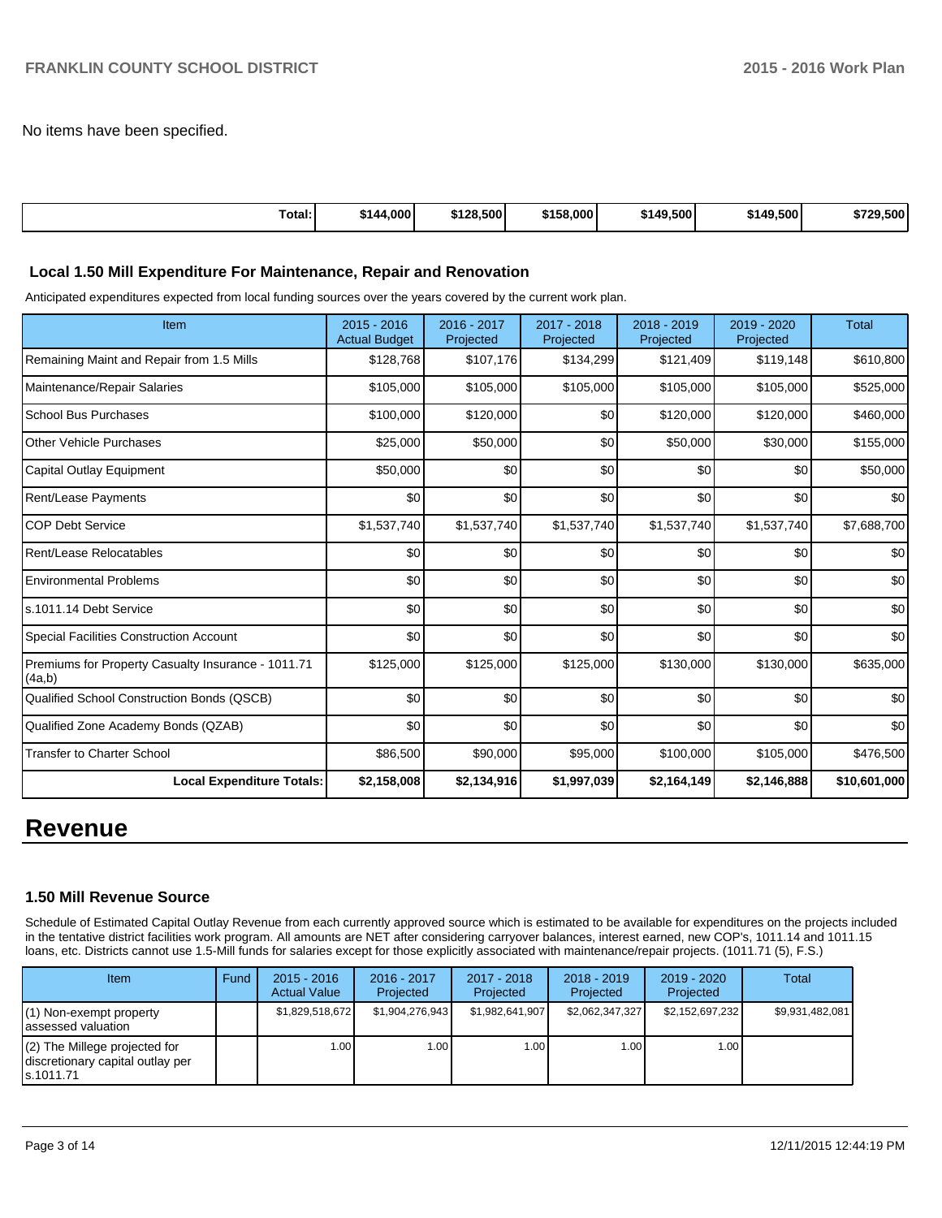No items have been specified.

| | | | | | | |
|---|---|---|---|---|---|---|
| **Total:** | **$144,000** | **$128,500** | **$158,000** | **$149,500** | **$149,500** | **$729,500** |

### Local 1.50 Mill Expenditure For Maintenance, Repair and Renovation

Anticipated expenditures expected from local funding sources over the years covered by the current work plan.

| Item | 2015 - 2016 Actual Budget | 2016 - 2017 Projected | 2017 - 2018 Projected | 2018 - 2019 Projected | 2019 - 2020 Projected | Total |
|---|---|---|---|---|---|---|
| Remaining Maint and Repair from 1.5 Mills | $128,768 | $107,176 | $134,299 | $121,409 | $119,148 | $610,800 |
| Maintenance/Repair Salaries | $105,000 | $105,000 | $105,000 | $105,000 | $105,000 | $525,000 |
| School Bus Purchases | $100,000 | $120,000 | $0 | $120,000 | $120,000 | $460,000 |
| Other Vehicle Purchases | $25,000 | $50,000 | $0 | $50,000 | $30,000 | $155,000 |
| Capital Outlay Equipment | $50,000 | $0 | $0 | $0 | $0 | $50,000 |
| Rent/Lease Payments | $0 | $0 | $0 | $0 | $0 | $0 |
| COP Debt Service | $1,537,740 | $1,537,740 | $1,537,740 | $1,537,740 | $1,537,740 | $7,688,700 |
| Rent/Lease Relocatables | $0 | $0 | $0 | $0 | $0 | $0 |
| Environmental Problems | $0 | $0 | $0 | $0 | $0 | $0 |
| s.1011.14 Debt Service | $0 | $0 | $0 | $0 | $0 | $0 |
| Special Facilities Construction Account | $0 | $0 | $0 | $0 | $0 | $0 |
| Premiums for Property Casualty Insurance - 1011.71 (4a,b) | $125,000 | $125,000 | $125,000 | $130,000 | $130,000 | $635,000 |
| Qualified School Construction Bonds (QSCB) | $0 | $0 | $0 | $0 | $0 | $0 |
| Qualified Zone Academy Bonds (QZAB) | $0 | $0 | $0 | $0 | $0 | $0 |
| Transfer to Charter School | $86,500 | $90,000 | $95,000 | $100,000 | $105,000 | $476,500 |
| **Local Expenditure Totals:** | **$2,158,008** | **$2,134,916** | **$1,997,039** | **$2,164,149** | **$2,146,888** | **$10,601,000** |

# Revenue

### 1.50 Mill Revenue Source

Schedule of Estimated Capital Outlay Revenue from each currently approved source which is estimated to be available for expenditures on the projects included in the tentative district facilities work program. All amounts are NET after considering carryover balances, interest earned, new COP's, 1011.14 and 1011.15 loans, etc. Districts cannot use 1.5-Mill funds for salaries except for those explicitly associated with maintenance/repair projects. (1011.71 (5), F.S.)

| Item | Fund | 2015 - 2016 Actual Value | 2016 - 2017 Projected | 2017 - 2018 Projected | 2018 - 2019 Projected | 2019 - 2020 Projected | Total |
|---|---|---|---|---|---|---|---|
| (1) Non-exempt property assessed valuation | | $1,829,518,672 | $1,904,276,943 | $1,982,641,907 | $2,062,347,327 | $2,152,697,232 | $9,931,482,081 |
| (2) The Millege projected for discretionary capital outlay per s.1011.71 | | 1.00 | 1.00 | 1.00 | 1.00 | 1.00 | |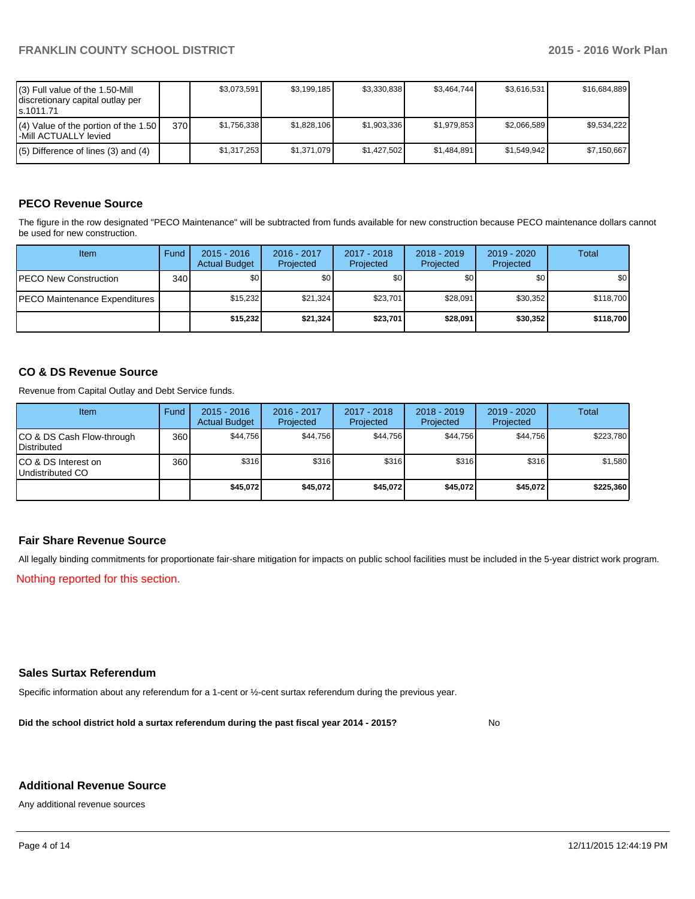| (3) Full value of the 1.50-Mill discretionary capital outlay per s.1011.71 | | $3,073,591 | $3,199,185 | $3,330,838 | $3,464,744 | $3,616,531 | $16,684,889 |
|---|---|---|---|---|---|---|---|
| (4) Value of the portion of the 1.50 -Mill ACTUALLY levied | 370 | $1,756,338 | $1,828,106 | $1,903,336 | $1,979,853 | $2,066,589 | $9,534,222 |
| (5) Difference of lines (3) and (4) | | $1,317,253 | $1,371,079 | $1,427,502 | $1,484,891 | $1,549,942 | $7,150,667 |

## PECO Revenue Source

The figure in the row designated "PECO Maintenance" will be subtracted from funds available for new construction because PECO maintenance dollars cannot be used for new construction.

| Item | Fund | 2015 - 2016 Actual Budget | 2016 - 2017 Projected | 2017 - 2018 Projected | 2018 - 2019 Projected | 2019 - 2020 Projected | Total |
|---|---|---|---|---|---|---|---|
| PECO New Construction | 340 | $0 | $0 | $0 | $0 | $0 | $0 |
| PECO Maintenance Expenditures | | $15,232 | $21,324 | $23,701 | $28,091 | $30,352 | $118,700 |
| | | **$15,232** | **$21,324** | **$23,701** | **$28,091** | **$30,352** | **$118,700** |

## CO & DS Revenue Source

Revenue from Capital Outlay and Debt Service funds.

| Item | Fund | 2015 - 2016 Actual Budget | 2016 - 2017 Projected | 2017 - 2018 Projected | 2018 - 2019 Projected | 2019 - 2020 Projected | Total |
|---|---|---|---|---|---|---|---|
| CO & DS Cash Flow-through Distributed | 360 | $44,756 | $44,756 | $44,756 | $44,756 | $44,756 | $223,780 |
| CO & DS Interest on Undistributed CO | 360 | $316 | $316 | $316 | $316 | $316 | $1,580 |
| | | **$45,072** | **$45,072** | **$45,072** | **$45,072** | **$45,072** | **$225,360** |

## Fair Share Revenue Source

All legally binding commitments for proportionate fair-share mitigation for impacts on public school facilities must be included in the 5-year district work program.

Nothing reported for this section.

## Sales Surtax Referendum

Specific information about any referendum for a 1-cent or ½-cent surtax referendum during the previous year.

**Did the school district hold a surtax referendum during the past fiscal year 2014 - 2015?** No

## Additional Revenue Source

Any additional revenue sources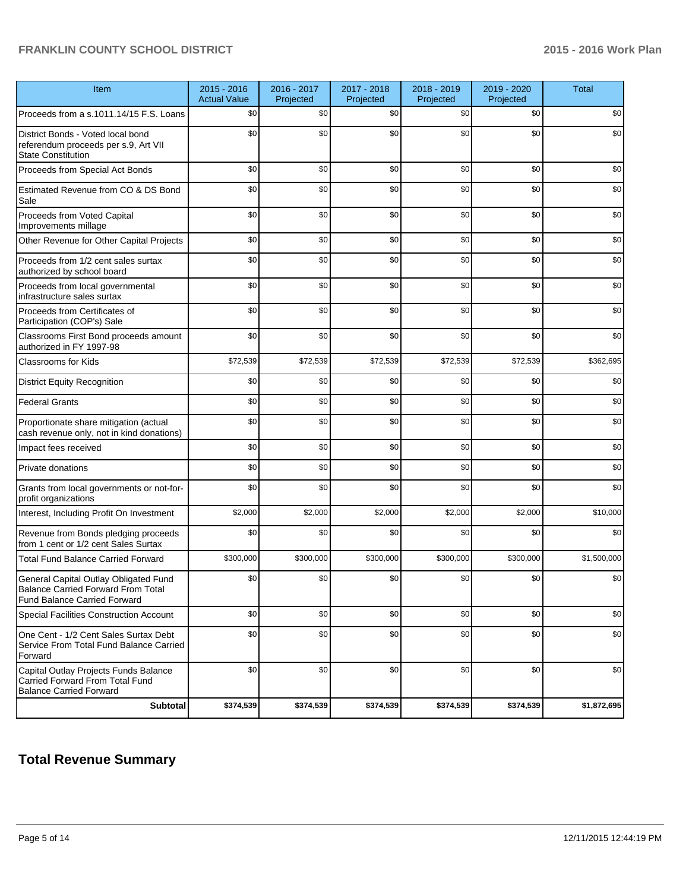| Item | 2015 - 2016 Actual Value | 2016 - 2017 Projected | 2017 - 2018 Projected | 2018 - 2019 Projected | 2019 - 2020 Projected | Total |
|---|---|---|---|---|---|---|
| Proceeds from a s.1011.14/15 F.S. Loans | $0 | $0 | $0 | $0 | $0 | $0 |
| District Bonds - Voted local bond referendum proceeds per s.9, Art VII State Constitution | $0 | $0 | $0 | $0 | $0 | $0 |
| Proceeds from Special Act Bonds | $0 | $0 | $0 | $0 | $0 | $0 |
| Estimated Revenue from CO & DS Bond Sale | $0 | $0 | $0 | $0 | $0 | $0 |
| Proceeds from Voted Capital Improvements millage | $0 | $0 | $0 | $0 | $0 | $0 |
| Other Revenue for Other Capital Projects | $0 | $0 | $0 | $0 | $0 | $0 |
| Proceeds from 1/2 cent sales surtax authorized by school board | $0 | $0 | $0 | $0 | $0 | $0 |
| Proceeds from local governmental infrastructure sales surtax | $0 | $0 | $0 | $0 | $0 | $0 |
| Proceeds from Certificates of Participation (COP's) Sale | $0 | $0 | $0 | $0 | $0 | $0 |
| Classrooms First Bond proceeds amount authorized in FY 1997-98 | $0 | $0 | $0 | $0 | $0 | $0 |
| Classrooms for Kids | $72,539 | $72,539 | $72,539 | $72,539 | $72,539 | $362,695 |
| District Equity Recognition | $0 | $0 | $0 | $0 | $0 | $0 |
| Federal Grants | $0 | $0 | $0 | $0 | $0 | $0 |
| Proportionate share mitigation (actual cash revenue only, not in kind donations) | $0 | $0 | $0 | $0 | $0 | $0 |
| Impact fees received | $0 | $0 | $0 | $0 | $0 | $0 |
| Private donations | $0 | $0 | $0 | $0 | $0 | $0 |
| Grants from local governments or not-for-profit organizations | $0 | $0 | $0 | $0 | $0 | $0 |
| Interest, Including Profit On Investment | $2,000 | $2,000 | $2,000 | $2,000 | $2,000 | $10,000 |
| Revenue from Bonds pledging proceeds from 1 cent or 1/2 cent Sales Surtax | $0 | $0 | $0 | $0 | $0 | $0 |
| Total Fund Balance Carried Forward | $300,000 | $300,000 | $300,000 | $300,000 | $300,000 | $1,500,000 |
| General Capital Outlay Obligated Fund Balance Carried Forward From Total Fund Balance Carried Forward | $0 | $0 | $0 | $0 | $0 | $0 |
| Special Facilities Construction Account | $0 | $0 | $0 | $0 | $0 | $0 |
| One Cent - 1/2 Cent Sales Surtax Debt Service From Total Fund Balance Carried Forward | $0 | $0 | $0 | $0 | $0 | $0 |
| Capital Outlay Projects Funds Balance Carried Forward From Total Fund Balance Carried Forward | $0 | $0 | $0 | $0 | $0 | $0 |
| **Subtotal** | **$374,539** | **$374,539** | **$374,539** | **$374,539** | **$374,539** | **$1,872,695** |

## Total Revenue Summary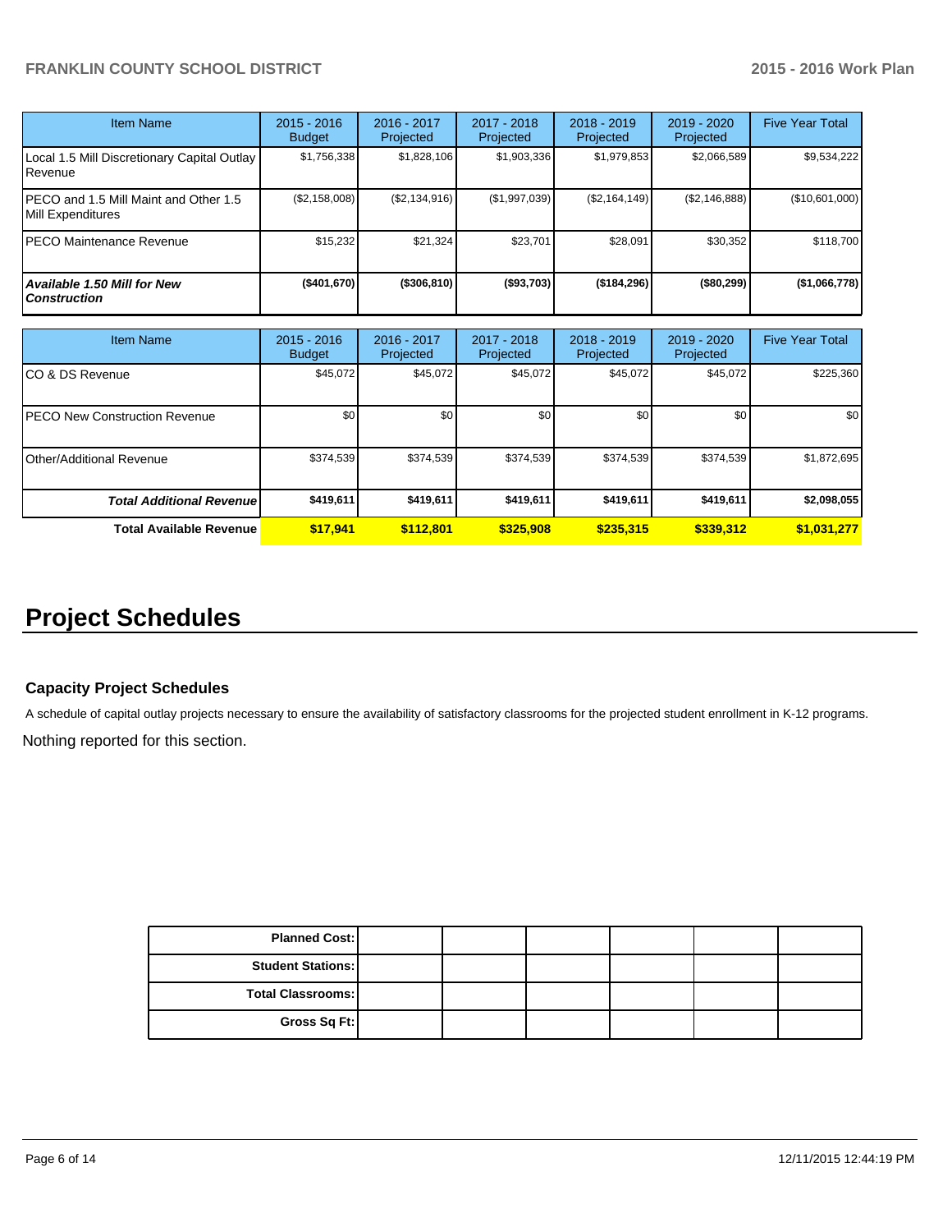| Item Name | 2015 - 2016 Budget | 2016 - 2017 Projected | 2017 - 2018 Projected | 2018 - 2019 Projected | 2019 - 2020 Projected | Five Year Total |
|---|---|---|---|---|---|---|
| Local 1.5 Mill Discretionary Capital Outlay Revenue | $1,756,338 | $1,828,106 | $1,903,336 | $1,979,853 | $2,066,589 | $9,534,222 |
| PECO and 1.5 Mill Maint and Other 1.5 Mill Expenditures | ($2,158,008) | ($2,134,916) | ($1,997,039) | ($2,164,149) | ($2,146,888) | ($10,601,000) |
| PECO Maintenance Revenue | $15,232 | $21,324 | $23,701 | $28,091 | $30,352 | $118,700 |
| ***Available 1.50 Mill for New Construction*** | **($401,670)** | **($306,810)** | **($93,703)** | **($184,296)** | **($80,299)** | **($1,066,778)** |

| Item Name | 2015 - 2016 Budget | 2016 - 2017 Projected | 2017 - 2018 Projected | 2018 - 2019 Projected | 2019 - 2020 Projected | Five Year Total |
|---|---|---|---|---|---|---|
| CO & DS Revenue | $45,072 | $45,072 | $45,072 | $45,072 | $45,072 | $225,360 |
| PECO New Construction Revenue | $0 | $0 | $0 | $0 | $0 | $0 |
| Other/Additional Revenue | $374,539 | $374,539 | $374,539 | $374,539 | $374,539 | $1,872,695 |
| ***Total Additional Revenue*** | **$419,611** | **$419,611** | **$419,611** | **$419,611** | **$419,611** | **$2,098,055** |
| **Total Available Revenue** | **$17,941** | **$112,801** | **$325,908** | **$235,315** | **$339,312** | **$1,031,277** |

# Project Schedules

### Capacity Project Schedules

A schedule of capital outlay projects necessary to ensure the availability of satisfactory classrooms for the projected student enrollment in K-12 programs.

Nothing reported for this section.

| | | | | | |
|---|---|---|---|---|---|
| **Planned Cost:** | | | | | |
| **Student Stations:** | | | | | |
| **Total Classrooms:** | | | | | |
| **Gross Sq Ft:** | | | | | |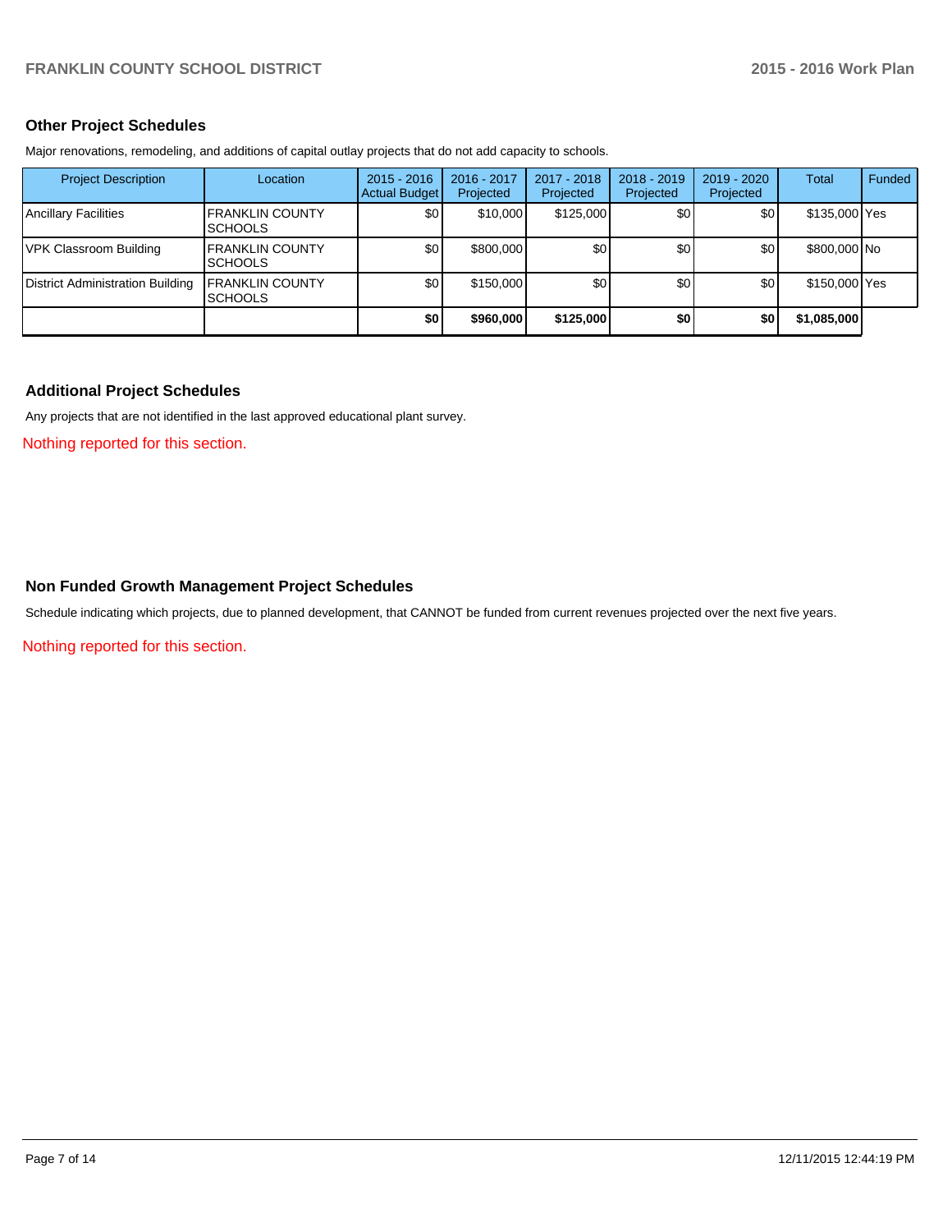## Other Project Schedules

Major renovations, remodeling, and additions of capital outlay projects that do not add capacity to schools.

| Project Description | Location | 2015 - 2016 Actual Budget | 2016 - 2017 Projected | 2017 - 2018 Projected | 2018 - 2019 Projected | 2019 - 2020 Projected | Total | Funded |
|---|---|---|---|---|---|---|---|---|
| Ancillary Facilities | FRANKLIN COUNTY SCHOOLS | $0 | $10,000 | $125,000 | $0 | $0 | $135,000 | Yes |
| VPK Classroom Building | FRANKLIN COUNTY SCHOOLS | $0 | $800,000 | $0 | $0 | $0 | $800,000 | No |
| District Administration Building | FRANKLIN COUNTY SCHOOLS | $0 | $150,000 | $0 | $0 | $0 | $150,000 | Yes |
| | | **$0** | **$960,000** | **$125,000** | **$0** | **$0** | **$1,085,000** | |

## Additional Project Schedules

Any projects that are not identified in the last approved educational plant survey.

Nothing reported for this section.

## Non Funded Growth Management Project Schedules

Schedule indicating which projects, due to planned development, that CANNOT be funded from current revenues projected over the next five years.

Nothing reported for this section.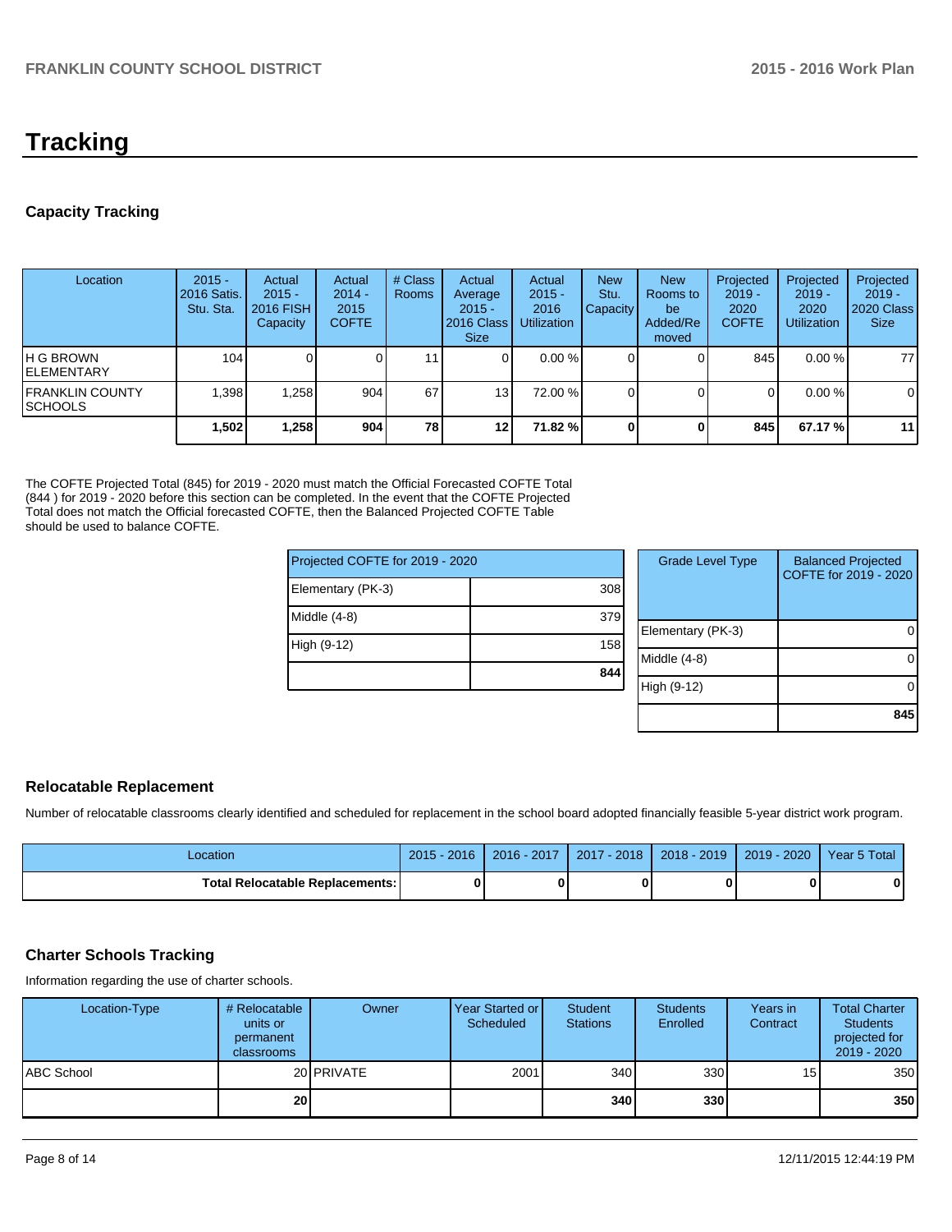# Tracking

## Capacity Tracking

| Location | 2015 - 2016 Satis. Stu. Sta. | Actual 2015 - 2016 FISH Capacity | Actual 2014 - 2015 COFTE | # Class Rooms | Actual Average 2015 - 2016 Class Size | Actual 2015 - 2016 Utilization | New Stu. Capacity | New Rooms to be Added/Removed | Projected 2019 - 2020 COFTE | Projected 2019 - 2020 Utilization | Projected 2019 - 2020 Class Size |
|---|---|---|---|---|---|---|---|---|---|---|---|
| H G BROWN ELEMENTARY | 104 | 0 | 0 | 11 | 0 | 0.00 % | 0 | 0 | 845 | 0.00 % | 77 |
| FRANKLIN COUNTY SCHOOLS | 1,398 | 1,258 | 904 | 67 | 13 | 72.00 % | 0 | 0 | 0 | 0.00 % | 0 |
| | **1,502** | **1,258** | **904** | **78** | **12** | **71.82 %** | **0** | **0** | **845** | **67.17 %** | **11** |

The COFTE Projected Total (845) for 2019 - 2020 must match the Official Forecasted COFTE Total (844 ) for 2019 - 2020 before this section can be completed. In the event that the COFTE Projected Total does not match the Official forecasted COFTE, then the Balanced Projected COFTE Table should be used to balance COFTE.

| Projected COFTE for 2019 - 2020 | |
|---|---|
| Elementary (PK-3) | 308 |
| Middle (4-8) | 379 |
| High (9-12) | 158 |
| | **844** |

| Grade Level Type | Balanced Projected COFTE for 2019 - 2020 |
|---|---|
| Elementary (PK-3) | 0 |
| Middle (4-8) | 0 |
| High (9-12) | 0 |
| | **845** |

## Relocatable Replacement

Number of relocatable classrooms clearly identified and scheduled for replacement in the school board adopted financially feasible 5-year district work program.

| Location | 2015 - 2016 | 2016 - 2017 | 2017 - 2018 | 2018 - 2019 | 2019 - 2020 | Year 5 Total |
|---|---|---|---|---|---|---|
| **Total Relocatable Replacements:** | **0** | **0** | **0** | **0** | **0** | **0** |

## Charter Schools Tracking

Information regarding the use of charter schools.

| Location-Type | # Relocatable units or permanent classrooms | Owner | Year Started or Scheduled | Student Stations | Students Enrolled | Years in Contract | Total Charter Students projected for 2019 - 2020 |
|---|---|---|---|---|---|---|---|
| ABC School | 20 | PRIVATE | 2001 | 340 | 330 | 15 | 350 |
| | **20** | | | **340** | **330** | | **350** |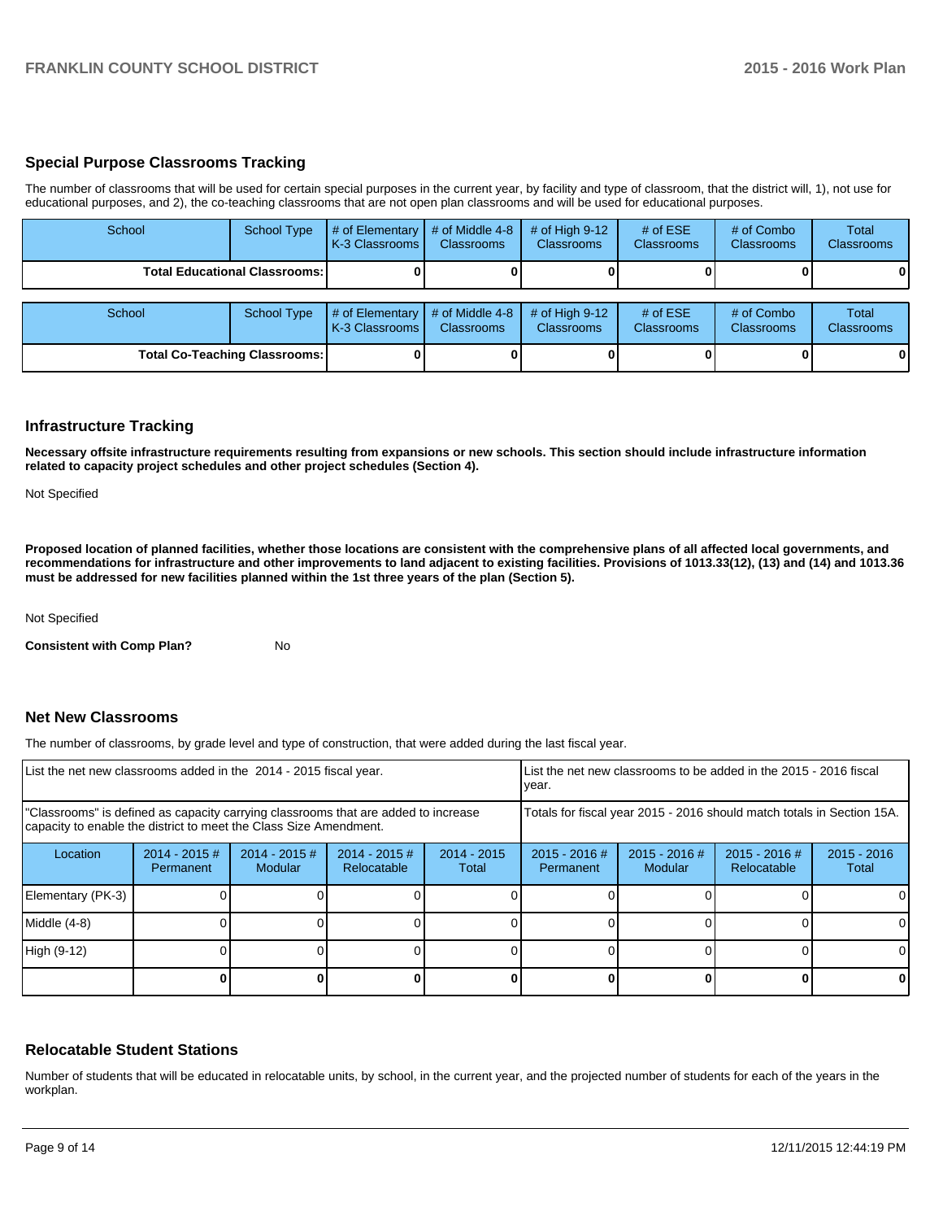## Special Purpose Classrooms Tracking

The number of classrooms that will be used for certain special purposes in the current year, by facility and type of classroom, that the district will, 1), not use for educational purposes, and 2), the co-teaching classrooms that are not open plan classrooms and will be used for educational purposes.

| School | School Type | # of Elementary K-3 Classrooms | # of Middle 4-8 Classrooms | # of High 9-12 Classrooms | # of ESE Classrooms | # of Combo Classrooms | Total Classrooms |
|---|---|---|---|---|---|---|---|
| **Total Educational Classrooms:** | | **0** | **0** | **0** | **0** | **0** | **0** |

| School | School Type | # of Elementary K-3 Classrooms | # of Middle 4-8 Classrooms | # of High 9-12 Classrooms | # of ESE Classrooms | # of Combo Classrooms | Total Classrooms |
|---|---|---|---|---|---|---|---|
| **Total Co-Teaching Classrooms:** | | **0** | **0** | **0** | **0** | **0** | **0** |

## Infrastructure Tracking

**Necessary offsite infrastructure requirements resulting from expansions or new schools. This section should include infrastructure information related to capacity project schedules and other project schedules (Section 4).**

Not Specified

**Proposed location of planned facilities, whether those locations are consistent with the comprehensive plans of all affected local governments, and recommendations for infrastructure and other improvements to land adjacent to existing facilities. Provisions of 1013.33(12), (13) and (14) and 1013.36 must be addressed for new facilities planned within the 1st three years of the plan (Section 5).**

Not Specified

**Consistent with Comp Plan?** No

## Net New Classrooms

The number of classrooms, by grade level and type of construction, that were added during the last fiscal year.

| List the net new classrooms added in the 2014 - 2015 fiscal year. | | | | | List the net new classrooms to be added in the 2015 - 2016 fiscal year. | | | |
|---|---|---|---|---|---|---|---|---|
| "Classrooms" is defined as capacity carrying classrooms that are added to increase capacity to enable the district to meet the Class Size Amendment. | | | | | Totals for fiscal year 2015 - 2016 should match totals in Section 15A. | | | |
| Location | 2014 - 2015 # Permanent | 2014 - 2015 # Modular | 2014 - 2015 # Relocatable | 2014 - 2015 Total | 2015 - 2016 # Permanent | 2015 - 2016 # Modular | 2015 - 2016 # Relocatable | 2015 - 2016 Total |
| Elementary (PK-3) | 0 | 0 | 0 | 0 | 0 | 0 | 0 | 0 |
| Middle (4-8) | 0 | 0 | 0 | 0 | 0 | 0 | 0 | 0 |
| High (9-12) | 0 | 0 | 0 | 0 | 0 | 0 | 0 | 0 |
| | **0** | **0** | **0** | **0** | **0** | **0** | **0** | **0** |

## Relocatable Student Stations

Number of students that will be educated in relocatable units, by school, in the current year, and the projected number of students for each of the years in the workplan.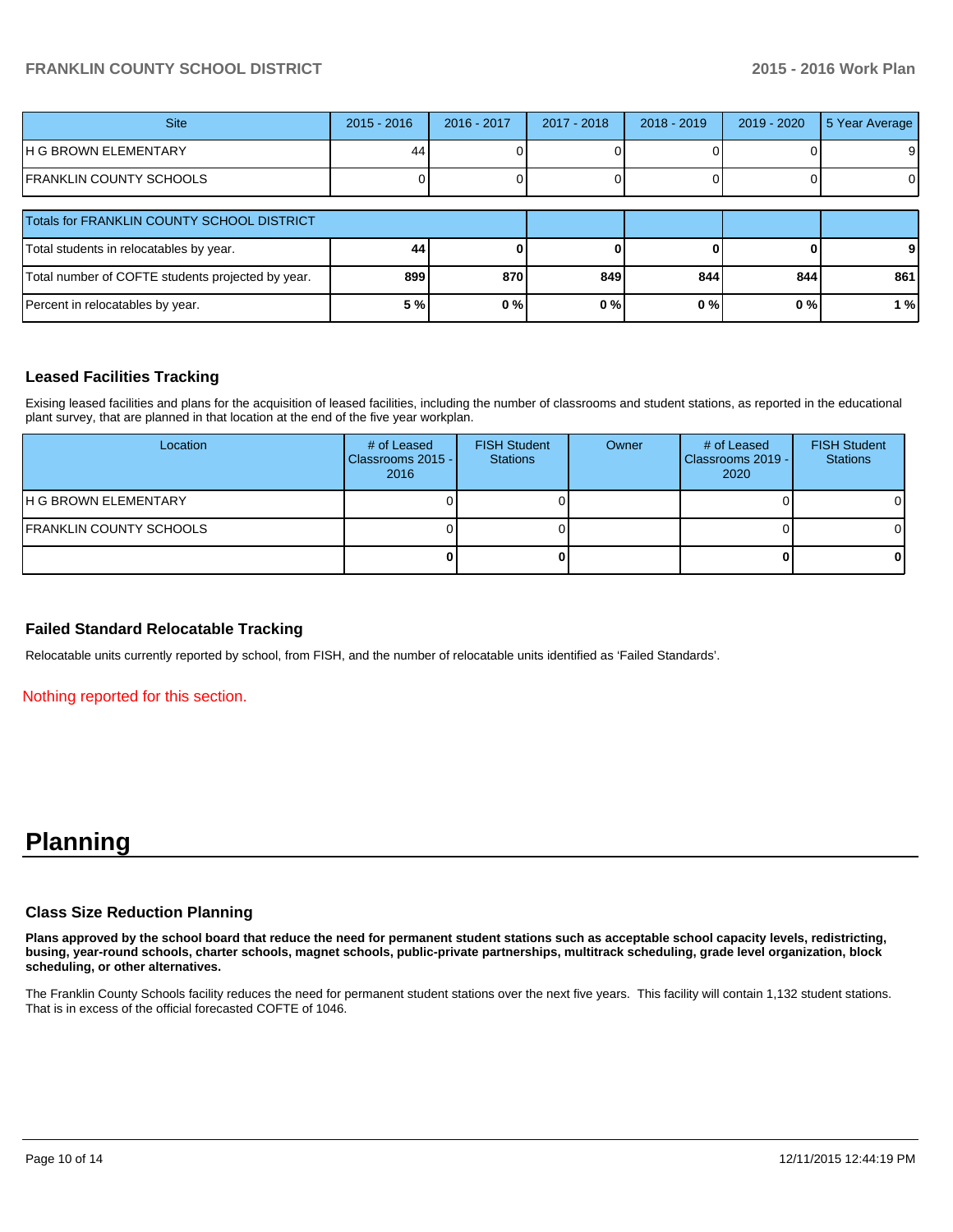| Site | 2015 - 2016 | 2016 - 2017 | 2017 - 2018 | 2018 - 2019 | 2019 - 2020 | 5 Year Average |
|---|---|---|---|---|---|---|
| H G BROWN ELEMENTARY | 44 | 0 | 0 | 0 | 0 | 9 |
| FRANKLIN COUNTY SCHOOLS | 0 | 0 | 0 | 0 | 0 | 0 |

| Totals for FRANKLIN COUNTY SCHOOL DISTRICT | | | | | | |
|---|---|---|---|---|---|---|
| Total students in relocatables by year. | **44** | **0** | **0** | **0** | **0** | **9** |
| Total number of COFTE students projected by year. | **899** | **870** | **849** | **844** | **844** | **861** |
| Percent in relocatables by year. | **5 %** | **0 %** | **0 %** | **0 %** | **0 %** | **1 %** |

### Leased Facilities Tracking

Exising leased facilities and plans for the acquisition of leased facilities, including the number of classrooms and student stations, as reported in the educational plant survey, that are planned in that location at the end of the five year workplan.

| Location | # of Leased Classrooms 2015 - 2016 | FISH Student Stations | Owner | # of Leased Classrooms 2019 - 2020 | FISH Student Stations |
|---|---|---|---|---|---|
| H G BROWN ELEMENTARY | 0 | 0 | | 0 | 0 |
| FRANKLIN COUNTY SCHOOLS | 0 | 0 | | 0 | 0 |
| | **0** | **0** | | **0** | **0** |

### Failed Standard Relocatable Tracking

Relocatable units currently reported by school, from FISH, and the number of relocatable units identified as 'Failed Standards'.

Nothing reported for this section.

# Planning

### Class Size Reduction Planning

**Plans approved by the school board that reduce the need for permanent student stations such as acceptable school capacity levels, redistricting, busing, year-round schools, charter schools, magnet schools, public-private partnerships, multitrack scheduling, grade level organization, block scheduling, or other alternatives.**

The Franklin County Schools facility reduces the need for permanent student stations over the next five years. This facility will contain 1,132 student stations. That is in excess of the official forecasted COFTE of 1046.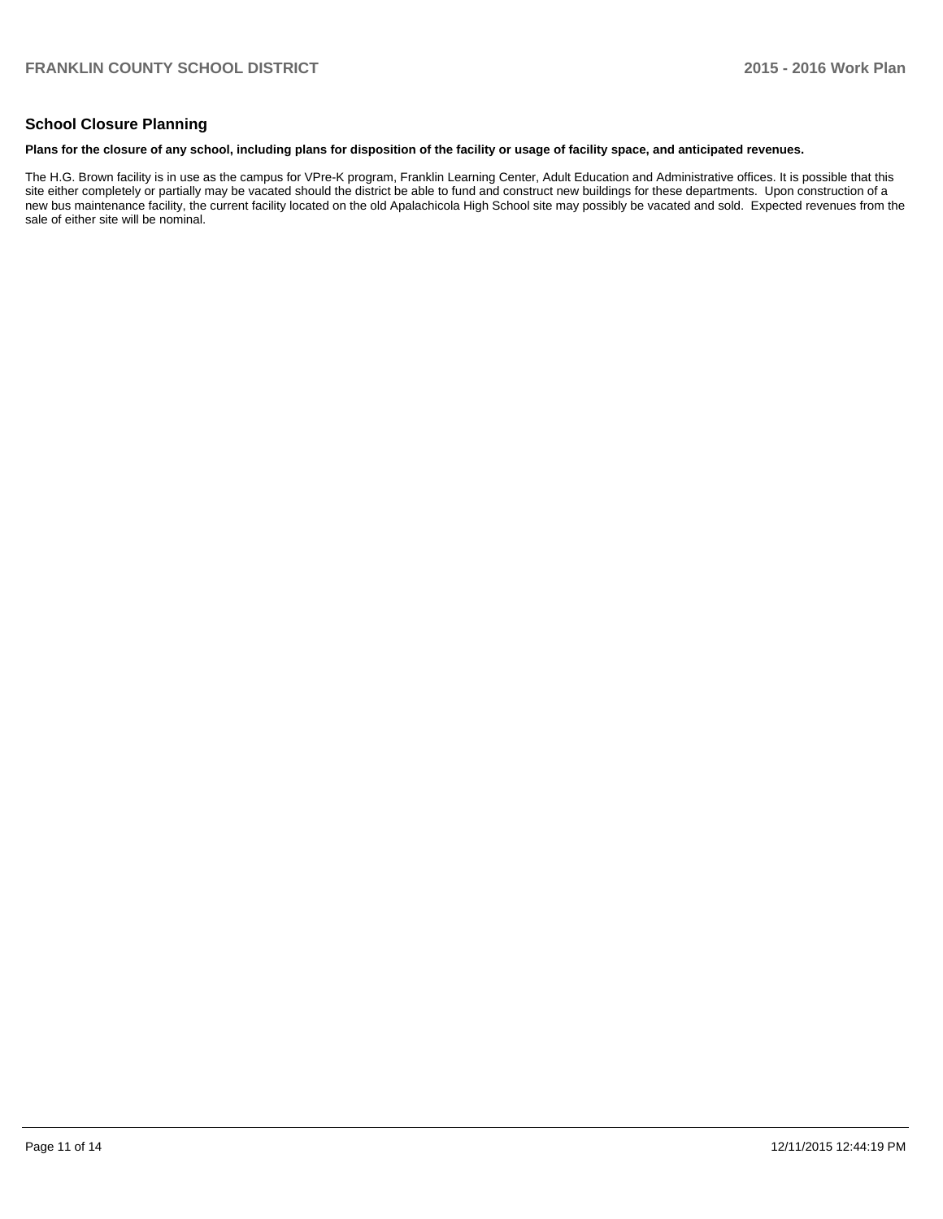## School Closure Planning

**Plans for the closure of any school, including plans for disposition of the facility or usage of facility space, and anticipated revenues.**

The H.G. Brown facility is in use as the campus for VPre-K program, Franklin Learning Center, Adult Education and Administrative offices. It is possible that this site either completely or partially may be vacated should the district be able to fund and construct new buildings for these departments. Upon construction of a new bus maintenance facility, the current facility located on the old Apalachicola High School site may possibly be vacated and sold. Expected revenues from the sale of either site will be nominal.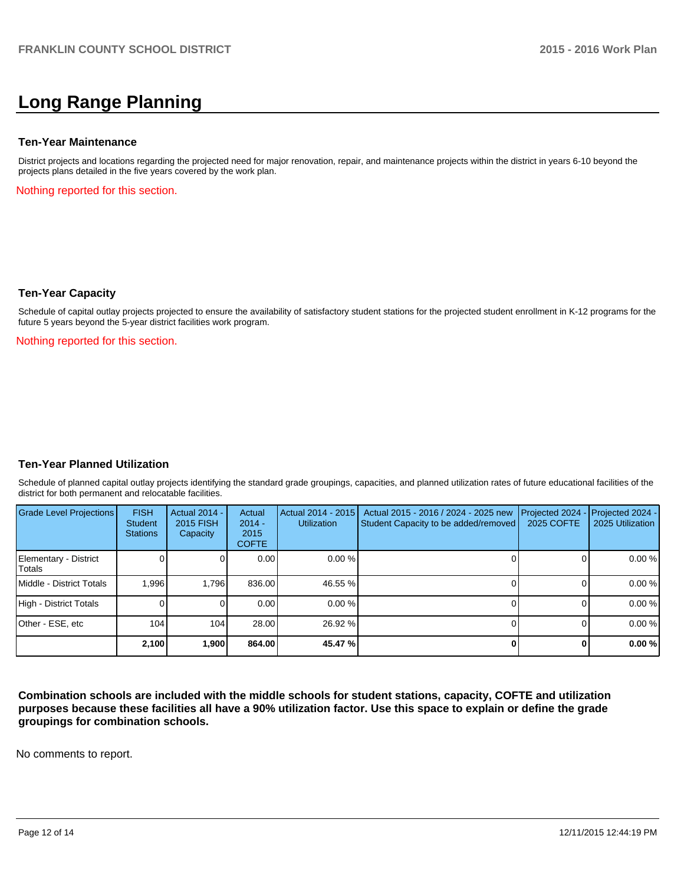# Long Range Planning

### Ten-Year Maintenance

District projects and locations regarding the projected need for major renovation, repair, and maintenance projects within the district in years 6-10 beyond the projects plans detailed in the five years covered by the work plan.

Nothing reported for this section.

### Ten-Year Capacity

Schedule of capital outlay projects projected to ensure the availability of satisfactory student stations for the projected student enrollment in K-12 programs for the future 5 years beyond the 5-year district facilities work program.

Nothing reported for this section.

### Ten-Year Planned Utilization

Schedule of planned capital outlay projects identifying the standard grade groupings, capacities, and planned utilization rates of future educational facilities of the district for both permanent and relocatable facilities.

| Grade Level Projections | FISH Student Stations | Actual 2014 - 2015 FISH Capacity | Actual 2014 - 2015 COFTE | Actual 2014 - 2015 Utilization | Actual 2015 - 2016 / 2024 - 2025 new Student Capacity to be added/removed | Projected 2024 - 2025 COFTE | Projected 2024 - 2025 Utilization |
|---|---|---|---|---|---|---|---|
| Elementary - District Totals | 0 | 0 | 0.00 | 0.00 % | 0 | 0 | 0.00 % |
| Middle - District Totals | 1,996 | 1,796 | 836.00 | 46.55 % | 0 | 0 | 0.00 % |
| High - District Totals | 0 | 0 | 0.00 | 0.00 % | 0 | 0 | 0.00 % |
| Other - ESE, etc | 104 | 104 | 28.00 | 26.92 % | 0 | 0 | 0.00 % |
| | **2,100** | **1,900** | **864.00** | **45.47 %** | **0** | **0** | **0.00 %** |

**Combination schools are included with the middle schools for student stations, capacity, COFTE and utilization purposes because these facilities all have a 90% utilization factor. Use this space to explain or define the grade groupings for combination schools.**

No comments to report.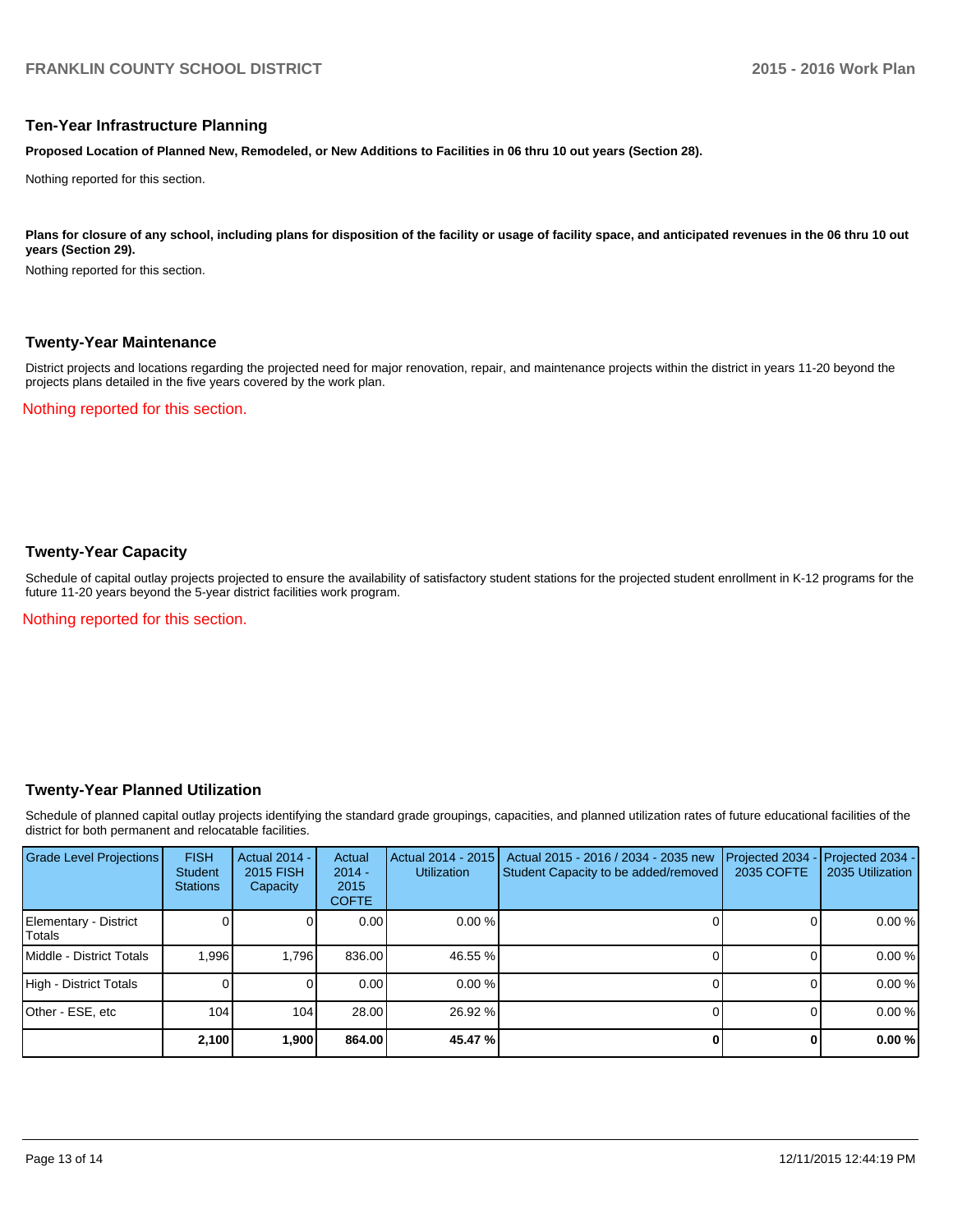## Ten-Year Infrastructure Planning

**Proposed Location of Planned New, Remodeled, or New Additions to Facilities in 06 thru 10 out years (Section 28).**

Nothing reported for this section.

**Plans for closure of any school, including plans for disposition of the facility or usage of facility space, and anticipated revenues in the 06 thru 10 out years (Section 29).**

Nothing reported for this section.

## Twenty-Year Maintenance

District projects and locations regarding the projected need for major renovation, repair, and maintenance projects within the district in years 11-20 beyond the projects plans detailed in the five years covered by the work plan.

Nothing reported for this section.

## Twenty-Year Capacity

Schedule of capital outlay projects projected to ensure the availability of satisfactory student stations for the projected student enrollment in K-12 programs for the future 11-20 years beyond the 5-year district facilities work program.

Nothing reported for this section.

## Twenty-Year Planned Utilization

Schedule of planned capital outlay projects identifying the standard grade groupings, capacities, and planned utilization rates of future educational facilities of the district for both permanent and relocatable facilities.

| Grade Level Projections | FISH Student Stations | Actual 2014 - 2015 FISH Capacity | Actual 2014 - 2015 COFTE | Actual 2014 - 2015 Utilization | Actual 2015 - 2016 / 2034 - 2035 new Student Capacity to be added/removed | Projected 2034 - 2035 COFTE | Projected 2034 - 2035 Utilization |
|---|---|---|---|---|---|---|---|
| Elementary - District Totals | 0 | 0 | 0.00 | 0.00 % | 0 | 0 | 0.00 % |
| Middle - District Totals | 1,996 | 1,796 | 836.00 | 46.55 % | 0 | 0 | 0.00 % |
| High - District Totals | 0 | 0 | 0.00 | 0.00 % | 0 | 0 | 0.00 % |
| Other - ESE, etc | 104 | 104 | 28.00 | 26.92 % | 0 | 0 | 0.00 % |
| | **2,100** | **1,900** | **864.00** | **45.47 %** | **0** | **0** | **0.00 %** |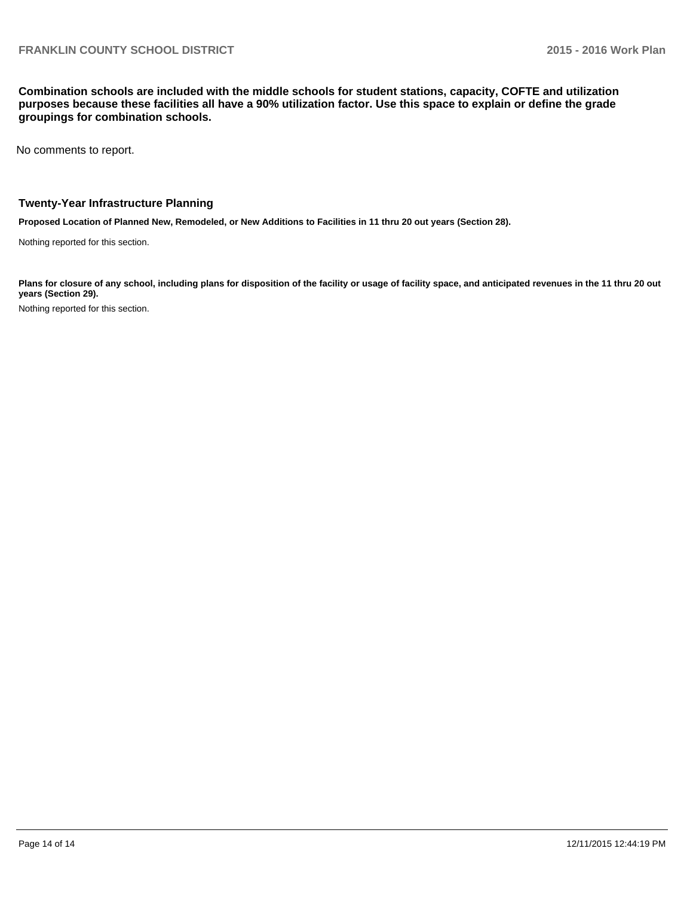**Combination schools are included with the middle schools for student stations, capacity, COFTE and utilization purposes because these facilities all have a 90% utilization factor. Use this space to explain or define the grade groupings for combination schools.**

No comments to report.

## Twenty-Year Infrastructure Planning

**Proposed Location of Planned New, Remodeled, or New Additions to Facilities in 11 thru 20 out years (Section 28).**

Nothing reported for this section.

**Plans for closure of any school, including plans for disposition of the facility or usage of facility space, and anticipated revenues in the 11 thru 20 out years (Section 29).**

Nothing reported for this section.